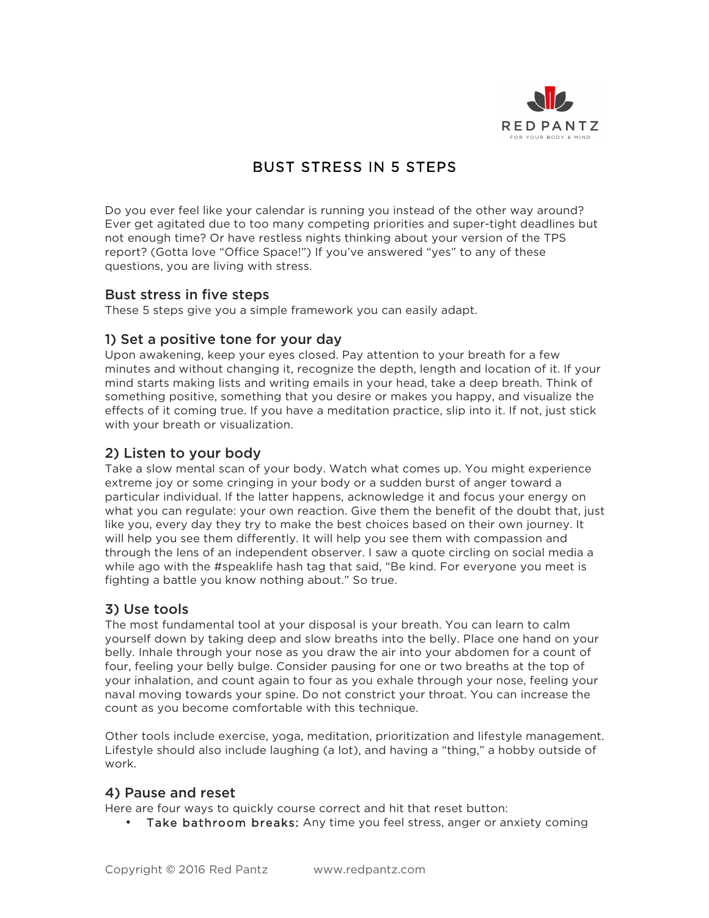RED PANTZ

FOR YOUR BODY & MIND

# BUST STRESS IN 5 STEPS

Do you ever feel like your calendar is running you instead of the other way around? Ever get agitated due to too many competing priorities and super-tight deadlines but not enough time? Or have restless nights thinking about your version of the TPS report? (Gotta love "Office Space!") If you've answered "yes" to any of these questions, you are living with stress.

## Bust stress in five steps

These 5 steps give you a simple framework you can easily adapt.

## 1) Set a positive tone for your day

Upon awakening, keep your eyes closed. Pay attention to your breath for a few minutes and without changing it, recognize the depth, length and location of it. If your mind starts making lists and writing emails in your head, take a deep breath. Think of something positive, something that you desire or makes you happy, and visualize the effects of it coming true. If you have a meditation practice, slip into it. If not, just stick with your breath or visualization.

## 2) Listen to your body

Take a slow mental scan of your body. Watch what comes up. You might experience extreme joy or some cringing in your body or a sudden burst of anger toward a particular individual. If the latter happens, acknowledge it and focus your energy on what you can regulate: your own reaction. Give them the benefit of the doubt that, just like you, every day they try to make the best choices based on their own journey. It will help you see them differently. It will help you see them with compassion and through the lens of an independent observer. I saw a quote circling on social media a while ago with the #speaklife hash tag that said, "Be kind. For everyone you meet is fighting a battle you know nothing about." So true.

## 3) Use tools

The most fundamental tool at your disposal is your breath. You can learn to calm yourself down by taking deep and slow breaths into the belly. Place one hand on your belly. Inhale through your nose as you draw the air into your abdomen for a count of four, feeling your belly bulge. Consider pausing for one or two breaths at the top of your inhalation, and count again to four as you exhale through your nose, feeling your naval moving towards your spine. Do not constrict your throat. You can increase the count as you become comfortable with this technique.

Other tools include exercise, yoga, meditation, prioritization and lifestyle management. Lifestyle should also include laughing (a lot), and having a "thing," a hobby outside of work.

## 4) Pause and reset

Here are four ways to quickly course correct and hit that reset button:

- **Take bathroom breaks:** Any time you feel stress, anger or anxiety coming

Copyright © 2016 Red Pantz www.redpantz.com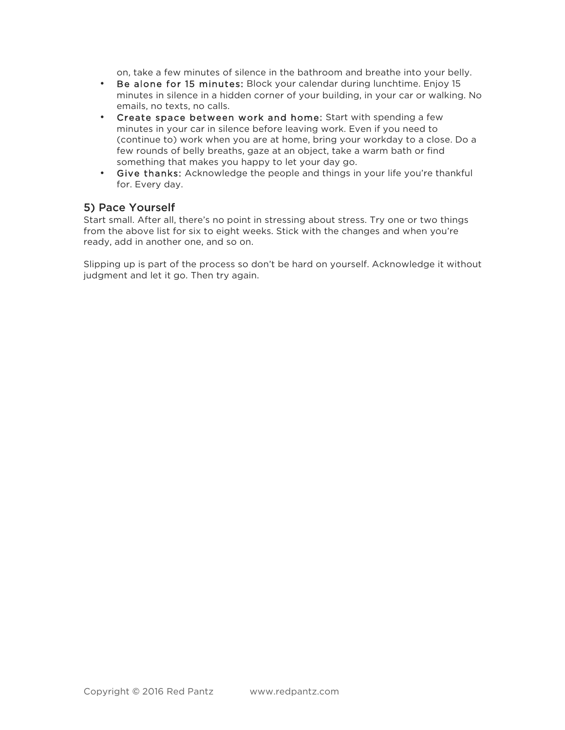on, take a few minutes of silence in the bathroom and breathe into your belly.

- **Be alone for 15 minutes:** Block your calendar during lunchtime. Enjoy 15 minutes in silence in a hidden corner of your building, in your car or walking. No emails, no texts, no calls.
- **Create space between work and home:** Start with spending a few minutes in your car in silence before leaving work. Even if you need to (continue to) work when you are at home, bring your workday to a close. Do a few rounds of belly breaths, gaze at an object, take a warm bath or find something that makes you happy to let your day go.
- **Give thanks:** Acknowledge the people and things in your life you're thankful for. Every day.

## 5) Pace Yourself

Start small. After all, there's no point in stressing about stress. Try one or two things from the above list for six to eight weeks. Stick with the changes and when you're ready, add in another one, and so on.

Slipping up is part of the process so don't be hard on yourself. Acknowledge it without judgment and let it go. Then try again.